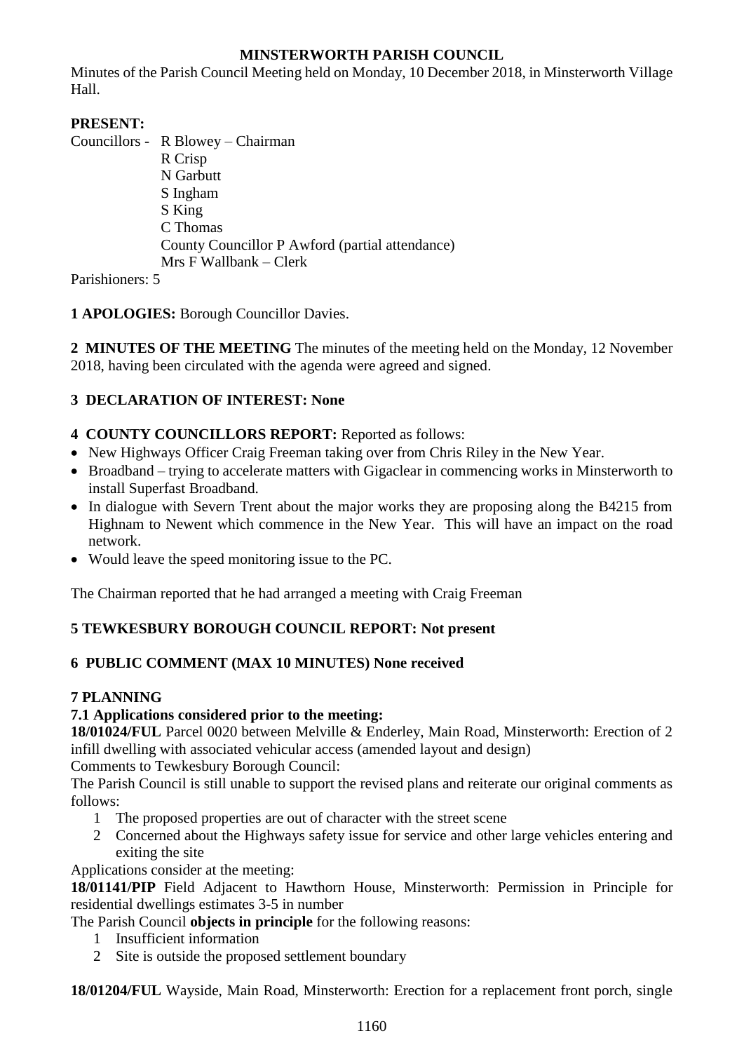# MINSTERWORTH PARISH COUNCIL

Minutes of the Parish Council Meeting held on Monday, 10 December 2018, in Minsterworth Village Hall.

**PRESENT:**

Councillors - R Blowey – Chairman
R Crisp
N Garbutt
S Ingham
S King
C Thomas
County Councillor P Awford (partial attendance)
Mrs F Wallbank – Clerk

Parishioners: 5

**1 APOLOGIES:** Borough Councillor Davies.

**2 MINUTES OF THE MEETING** The minutes of the meeting held on the Monday, 12 November 2018, having been circulated with the agenda were agreed and signed.

**3 DECLARATION OF INTEREST: None**

**4 COUNTY COUNCILLORS REPORT:** Reported as follows:

- New Highways Officer Craig Freeman taking over from Chris Riley in the New Year.
- Broadband – trying to accelerate matters with Gigaclear in commencing works in Minsterworth to install Superfast Broadband.
- In dialogue with Severn Trent about the major works they are proposing along the B4215 from Highnam to Newent which commence in the New Year. This will have an impact on the road network.
- Would leave the speed monitoring issue to the PC.

The Chairman reported that he had arranged a meeting with Craig Freeman

**5 TEWKESBURY BOROUGH COUNCIL REPORT: Not present**

**6 PUBLIC COMMENT (MAX 10 MINUTES) None received**

**7 PLANNING**

**7.1 Applications considered prior to the meeting:**

**18/01024/FUL** Parcel 0020 between Melville & Enderley, Main Road, Minsterworth: Erection of 2 infill dwelling with associated vehicular access (amended layout and design)

Comments to Tewkesbury Borough Council:

The Parish Council is still unable to support the revised plans and reiterate our original comments as follows:

1. The proposed properties are out of character with the street scene
2. Concerned about the Highways safety issue for service and other large vehicles entering and exiting the site

Applications consider at the meeting:

**18/01141/PIP** Field Adjacent to Hawthorn House, Minsterworth: Permission in Principle for residential dwellings estimates 3-5 in number

The Parish Council **objects in principle** for the following reasons:

1. Insufficient information
2. Site is outside the proposed settlement boundary

**18/01204/FUL** Wayside, Main Road, Minsterworth: Erection for a replacement front porch, single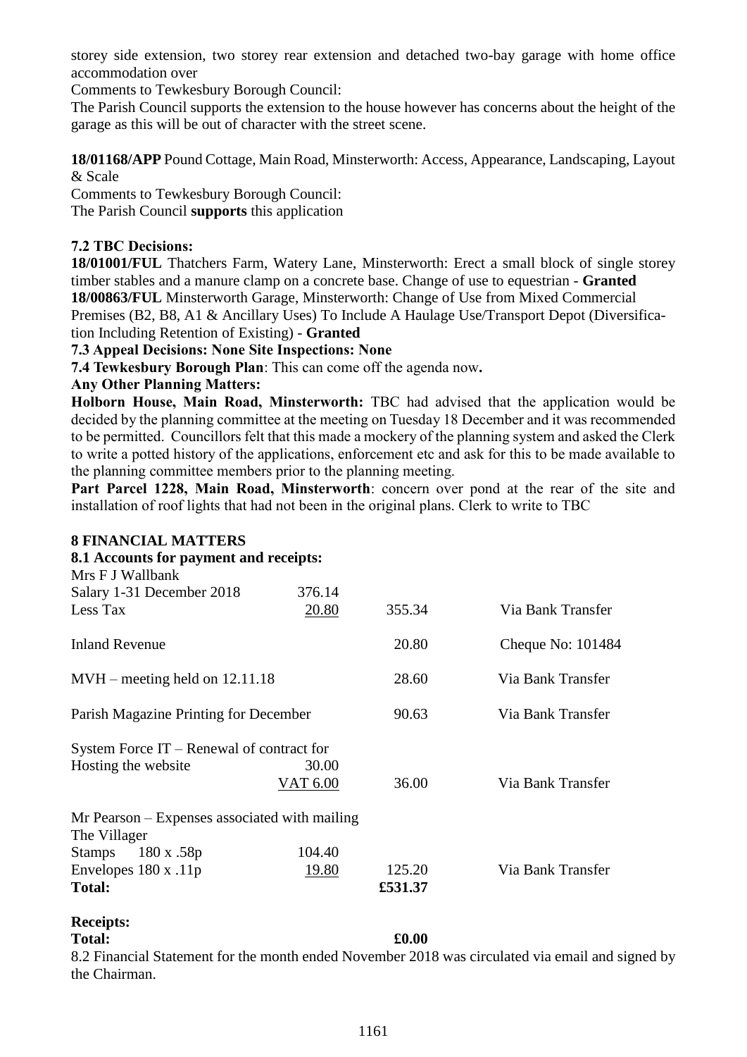storey side extension, two storey rear extension and detached two-bay garage with home office accommodation over

Comments to Tewkesbury Borough Council:

The Parish Council supports the extension to the house however has concerns about the height of the garage as this will be out of character with the street scene.

**18/01168/APP** Pound Cottage, Main Road, Minsterworth: Access, Appearance, Landscaping, Layout & Scale

Comments to Tewkesbury Borough Council:

The Parish Council **supports** this application

**7.2 TBC Decisions:**

**18/01001/FUL** Thatchers Farm, Watery Lane, Minsterworth: Erect a small block of single storey timber stables and a manure clamp on a concrete base. Change of use to equestrian - **Granted**

**18/00863/FUL** Minsterworth Garage, Minsterworth: Change of Use from Mixed Commercial Premises (B2, B8, A1 & Ancillary Uses) To Include A Haulage Use/Transport Depot (Diversification Including Retention of Existing) - **Granted**

**7.3 Appeal Decisions: None Site Inspections: None**

**7.4 Tewkesbury Borough Plan**: This can come off the agenda now**.**

**Any Other Planning Matters:**

**Holborn House, Main Road, Minsterworth:** TBC had advised that the application would be decided by the planning committee at the meeting on Tuesday 18 December and it was recommended to be permitted. Councillors felt that this made a mockery of the planning system and asked the Clerk to write a potted history of the applications, enforcement etc and ask for this to be made available to the planning committee members prior to the planning meeting.

**Part Parcel 1228, Main Road, Minsterworth**: concern over pond at the rear of the site and installation of roof lights that had not been in the original plans. Clerk to write to TBC

## 8 FINANCIAL MATTERS

**8.1 Accounts for payment and receipts:**

| | | | |
|---|---|---|---|
| Mrs F J Wallbank | | | |
| Salary 1-31 December 2018 | 376.14 | | |
| Less Tax | 20.80 | 355.34 | Via Bank Transfer |
| Inland Revenue | | 20.80 | Cheque No: 101484 |
| MVH – meeting held on 12.11.18 | | 28.60 | Via Bank Transfer |
| Parish Magazine Printing for December | | 90.63 | Via Bank Transfer |
| System Force IT – Renewal of contract for | | | |
| Hosting the website | 30.00 | | |
| | VAT 6.00 | 36.00 | Via Bank Transfer |
| Mr Pearson – Expenses associated with mailing | | | |
| The Villager | | | |
| Stamps 180 x .58p | 104.40 | | |
| Envelopes 180 x .11p | 19.80 | 125.20 | Via Bank Transfer |
| **Total:** | | **£531.37** | |

**Receipts:**

**Total:** **£0.00**

8.2 Financial Statement for the month ended November 2018 was circulated via email and signed by the Chairman.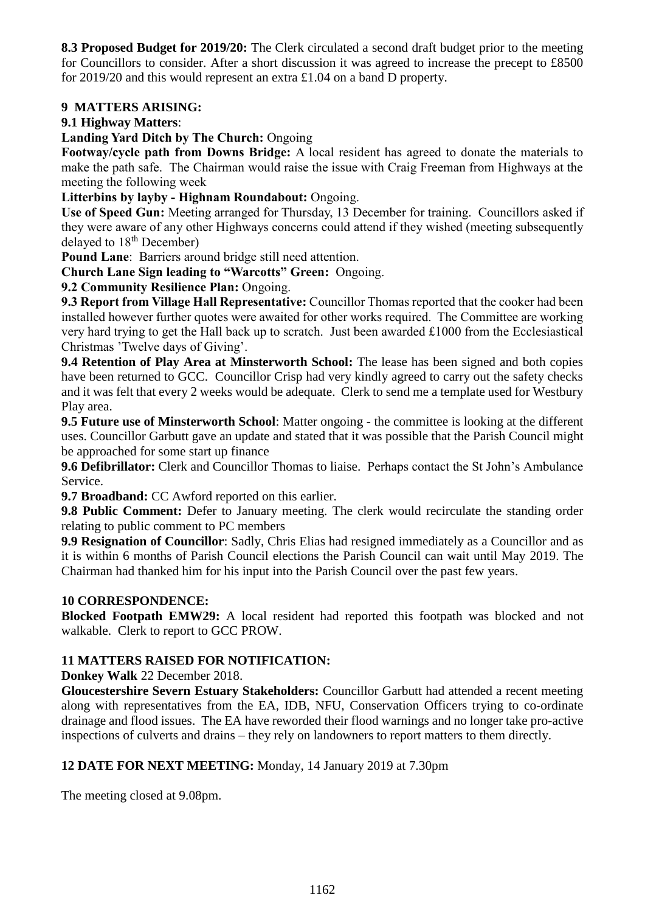**8.3 Proposed Budget for 2019/20:** The Clerk circulated a second draft budget prior to the meeting for Councillors to consider. After a short discussion it was agreed to increase the precept to £8500 for 2019/20 and this would represent an extra £1.04 on a band D property.

## 9 MATTERS ARISING:

**9.1 Highway Matters**:

**Landing Yard Ditch by The Church:** Ongoing

**Footway/cycle path from Downs Bridge:** A local resident has agreed to donate the materials to make the path safe. The Chairman would raise the issue with Craig Freeman from Highways at the meeting the following week

**Litterbins by layby - Highnam Roundabout:** Ongoing.

**Use of Speed Gun:** Meeting arranged for Thursday, 13 December for training. Councillors asked if they were aware of any other Highways concerns could attend if they wished (meeting subsequently delayed to 18th December)

**Pound Lane**: Barriers around bridge still need attention.

**Church Lane Sign leading to "Warcotts" Green:** Ongoing.

**9.2 Community Resilience Plan:** Ongoing.

**9.3 Report from Village Hall Representative:** Councillor Thomas reported that the cooker had been installed however further quotes were awaited for other works required. The Committee are working very hard trying to get the Hall back up to scratch. Just been awarded £1000 from the Ecclesiastical Christmas 'Twelve days of Giving'.

**9.4 Retention of Play Area at Minsterworth School:** The lease has been signed and both copies have been returned to GCC. Councillor Crisp had very kindly agreed to carry out the safety checks and it was felt that every 2 weeks would be adequate. Clerk to send me a template used for Westbury Play area.

**9.5 Future use of Minsterworth School**: Matter ongoing - the committee is looking at the different uses. Councillor Garbutt gave an update and stated that it was possible that the Parish Council might be approached for some start up finance

**9.6 Defibrillator:** Clerk and Councillor Thomas to liaise. Perhaps contact the St John's Ambulance Service.

**9.7 Broadband:** CC Awford reported on this earlier.

**9.8 Public Comment:** Defer to January meeting. The clerk would recirculate the standing order relating to public comment to PC members

**9.9 Resignation of Councillor**: Sadly, Chris Elias had resigned immediately as a Councillor and as it is within 6 months of Parish Council elections the Parish Council can wait until May 2019. The Chairman had thanked him for his input into the Parish Council over the past few years.

## 10 CORRESPONDENCE:

**Blocked Footpath EMW29:** A local resident had reported this footpath was blocked and not walkable. Clerk to report to GCC PROW.

## 11 MATTERS RAISED FOR NOTIFICATION:

**Donkey Walk** 22 December 2018.

**Gloucestershire Severn Estuary Stakeholders:** Councillor Garbutt had attended a recent meeting along with representatives from the EA, IDB, NFU, Conservation Officers trying to co-ordinate drainage and flood issues. The EA have reworded their flood warnings and no longer take pro-active inspections of culverts and drains – they rely on landowners to report matters to them directly.

## 12 DATE FOR NEXT MEETING: Monday, 14 January 2019 at 7.30pm

The meeting closed at 9.08pm.